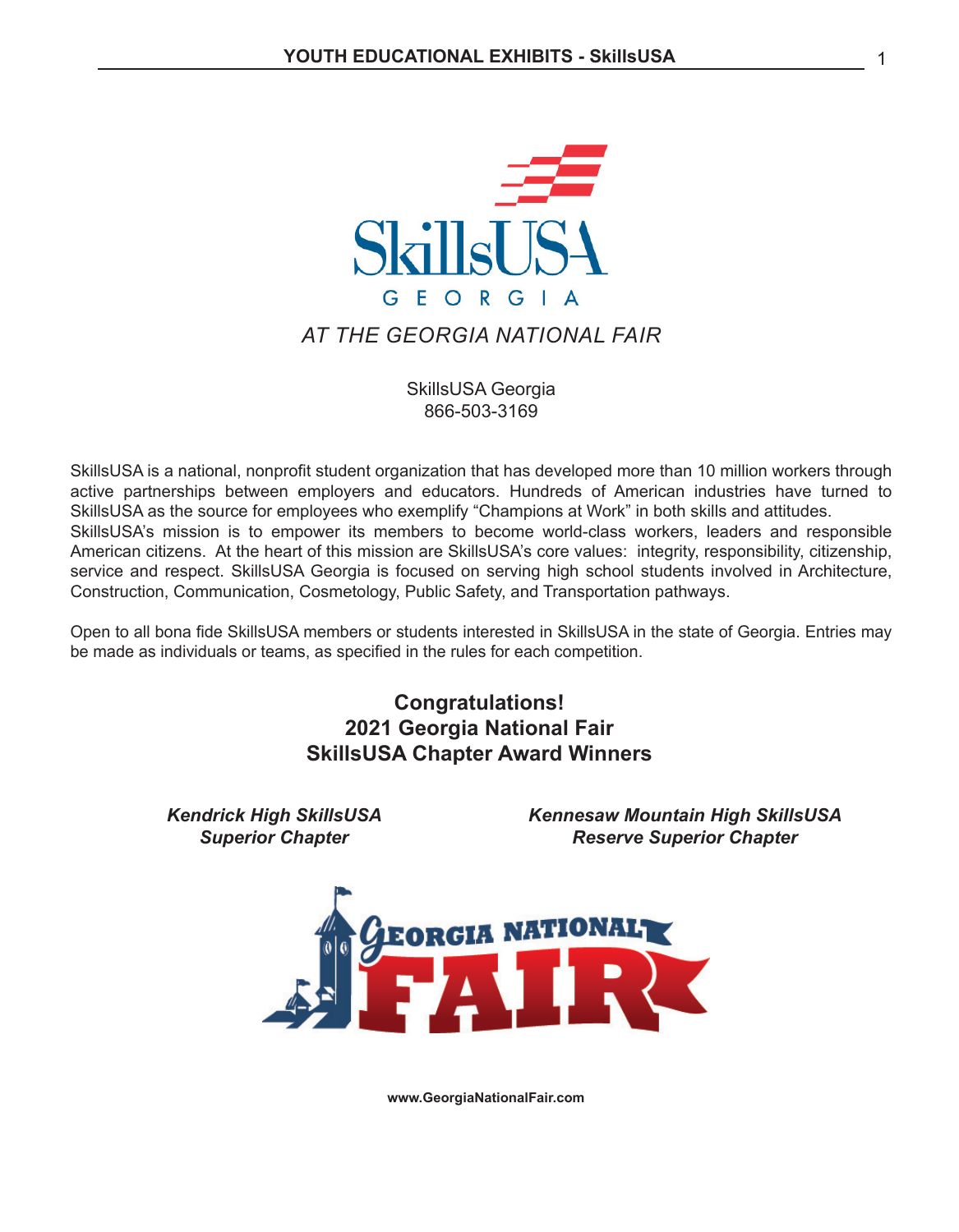# SkillsUSA GEORGIA

*AT THE GEORGIA NATIONAL FAIR*

SkillsUSA Georgia
866-503-3169

SkillsUSA is a national, nonprofit student organization that has developed more than 10 million workers through active partnerships between employers and educators. Hundreds of American industries have turned to SkillsUSA as the source for employees who exemplify "Champions at Work" in both skills and attitudes. SkillsUSA's mission is to empower its members to become world-class workers, leaders and responsible American citizens. At the heart of this mission are SkillsUSA's core values: integrity, responsibility, citizenship, service and respect. SkillsUSA Georgia is focused on serving high school students involved in Architecture, Construction, Communication, Cosmetology, Public Safety, and Transportation pathways.

Open to all bona fide SkillsUSA members or students interested in SkillsUSA in the state of Georgia. Entries may be made as individuals or teams, as specified in the rules for each competition.

## Congratulations!
## 2021 Georgia National Fair
## SkillsUSA Chapter Award Winners

***Kendrick High SkillsUSA***
***Superior Chapter***

***Kennesaw Mountain High SkillsUSA***
***Reserve Superior Chapter***

GEORGIA NATIONAL FAIR

**www.GeorgiaNationalFair.com**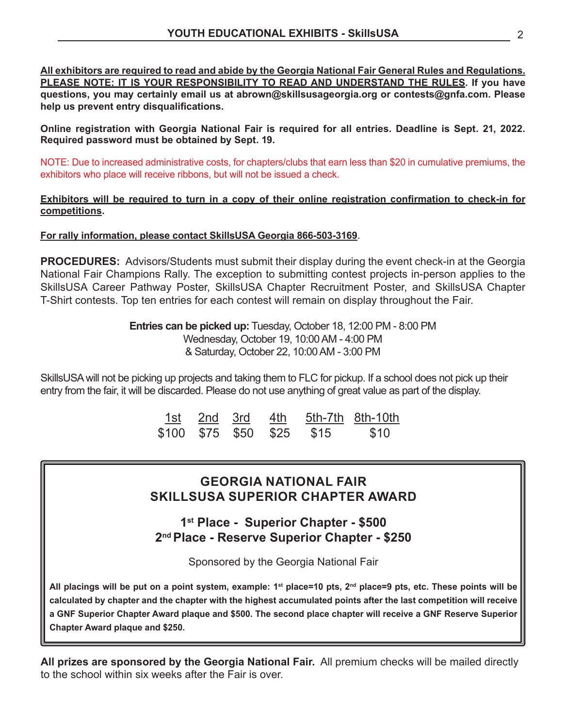**All exhibitors are required to read and abide by the Georgia National Fair General Rules and Regulations. PLEASE NOTE: IT IS YOUR RESPONSIBILITY TO READ AND UNDERSTAND THE RULES. If you have questions, you may certainly email us at abrown@skillsusageorgia.org or contests@gnfa.com. Please help us prevent entry disqualifications.**

**Online registration with Georgia National Fair is required for all entries. Deadline is Sept. 21, 2022. Required password must be obtained by Sept. 19.**

NOTE: Due to increased administrative costs, for chapters/clubs that earn less than $20 in cumulative premiums, the exhibitors who place will receive ribbons, but will not be issued a check.

**Exhibitors will be required to turn in a copy of their online registration confirmation to check-in for competitions.**

**For rally information, please contact SkillsUSA Georgia 866-503-3169**.

**PROCEDURES:** Advisors/Students must submit their display during the event check-in at the Georgia National Fair Champions Rally. The exception to submitting contest projects in-person applies to the SkillsUSA Career Pathway Poster, SkillsUSA Chapter Recruitment Poster, and SkillsUSA Chapter T-Shirt contests. Top ten entries for each contest will remain on display throughout the Fair.

**Entries can be picked up:** Tuesday, October 18, 12:00 PM - 8:00 PM
Wednesday, October 19, 10:00 AM - 4:00 PM
& Saturday, October 22, 10:00 AM - 3:00 PM

SkillsUSA will not be picking up projects and taking them to FLC for pickup. If a school does not pick up their entry from the fair, it will be discarded. Please do not use anything of great value as part of the display.

| 1st | 2nd | 3rd | 4th | 5th-7th | 8th-10th |
|---|---|---|---|---|---|
| $100 | $75 | $50 | $25 | $15 | $10 |

## GEORGIA NATIONAL FAIR SKILLSUSA SUPERIOR CHAPTER AWARD

**1st Place - Superior Chapter - $500**
**2nd Place - Reserve Superior Chapter - $250**

Sponsored by the Georgia National Fair

**All placings will be put on a point system, example: 1st place=10 pts, 2nd place=9 pts, etc. These points will be calculated by chapter and the chapter with the highest accumulated points after the last competition will receive a GNF Superior Chapter Award plaque and $500. The second place chapter will receive a GNF Reserve Superior Chapter Award plaque and $250.**

**All prizes are sponsored by the Georgia National Fair.** All premium checks will be mailed directly to the school within six weeks after the Fair is over.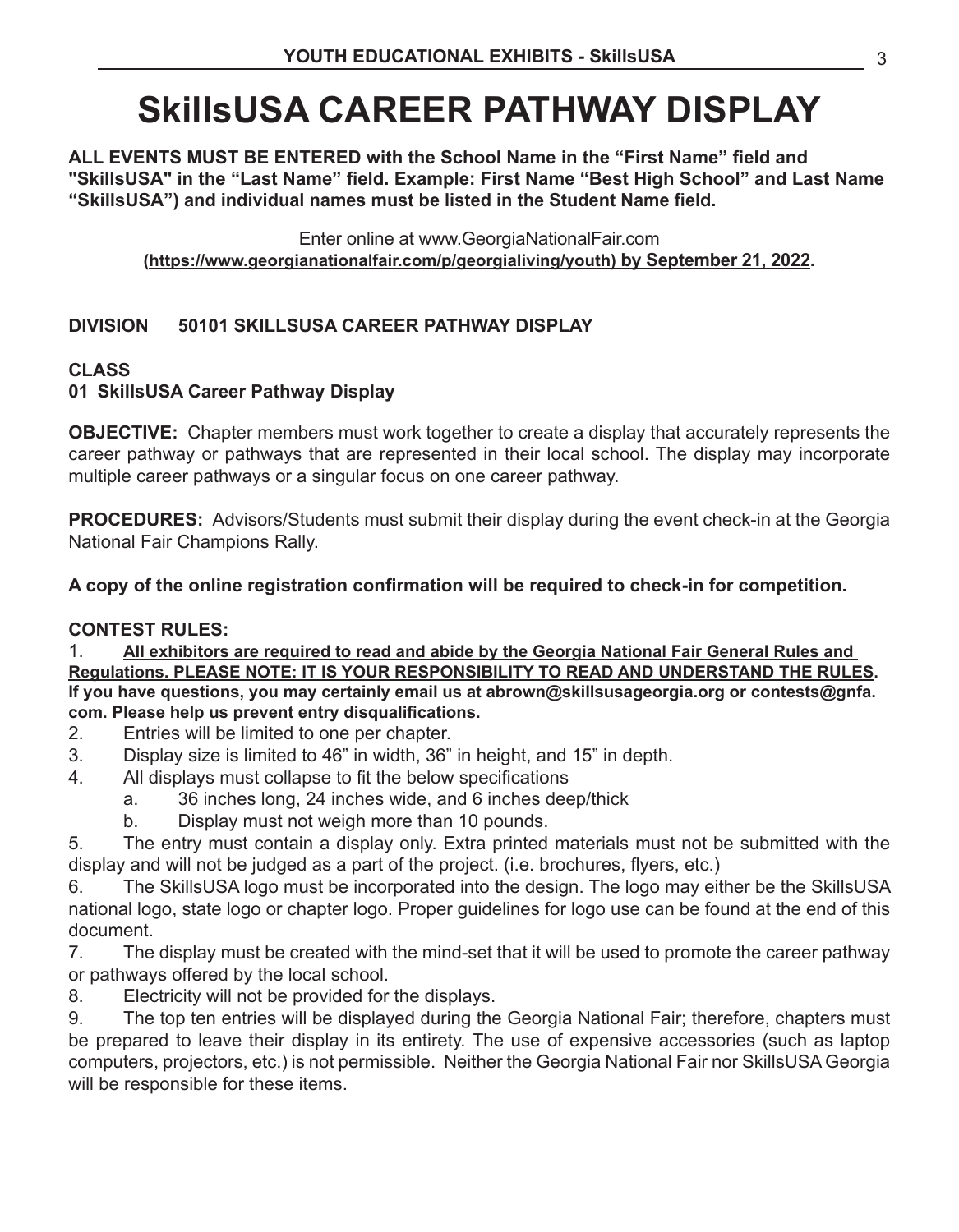# SkillsUSA CAREER PATHWAY DISPLAY

**ALL EVENTS MUST BE ENTERED with the School Name in the "First Name" field and "SkillsUSA" in the "Last Name" field. Example: First Name "Best High School" and Last Name "SkillsUSA") and individual names must be listed in the Student Name field.**

Enter online at www.GeorgiaNationalFair.com
**(https://www.georgianationalfair.com/p/georgialiving/youth) by September 21, 2022.**

## DIVISION 50101 SKILLSUSA CAREER PATHWAY DISPLAY

**CLASS**
**01 SkillsUSA Career Pathway Display**

**OBJECTIVE:** Chapter members must work together to create a display that accurately represents the career pathway or pathways that are represented in their local school. The display may incorporate multiple career pathways or a singular focus on one career pathway.

**PROCEDURES:** Advisors/Students must submit their display during the event check-in at the Georgia National Fair Champions Rally.

**A copy of the online registration confirmation will be required to check-in for competition.**

**CONTEST RULES:**

1. **All exhibitors are required to read and abide by the Georgia National Fair General Rules and Regulations. PLEASE NOTE: IT IS YOUR RESPONSIBILITY TO READ AND UNDERSTAND THE RULES. If you have questions, you may certainly email us at abrown@skillsusageorgia.org or contests@gnfa.com. Please help us prevent entry disqualifications.**
2. Entries will be limited to one per chapter.
3. Display size is limited to 46" in width, 36" in height, and 15" in depth.
4. All displays must collapse to fit the below specifications
    a. 36 inches long, 24 inches wide, and 6 inches deep/thick
    b. Display must not weigh more than 10 pounds.
5. The entry must contain a display only. Extra printed materials must not be submitted with the display and will not be judged as a part of the project. (i.e. brochures, flyers, etc.)
6. The SkillsUSA logo must be incorporated into the design. The logo may either be the SkillsUSA national logo, state logo or chapter logo. Proper guidelines for logo use can be found at the end of this document.
7. The display must be created with the mind-set that it will be used to promote the career pathway or pathways offered by the local school.
8. Electricity will not be provided for the displays.
9. The top ten entries will be displayed during the Georgia National Fair; therefore, chapters must be prepared to leave their display in its entirety. The use of expensive accessories (such as laptop computers, projectors, etc.) is not permissible. Neither the Georgia National Fair nor SkillsUSA Georgia will be responsible for these items.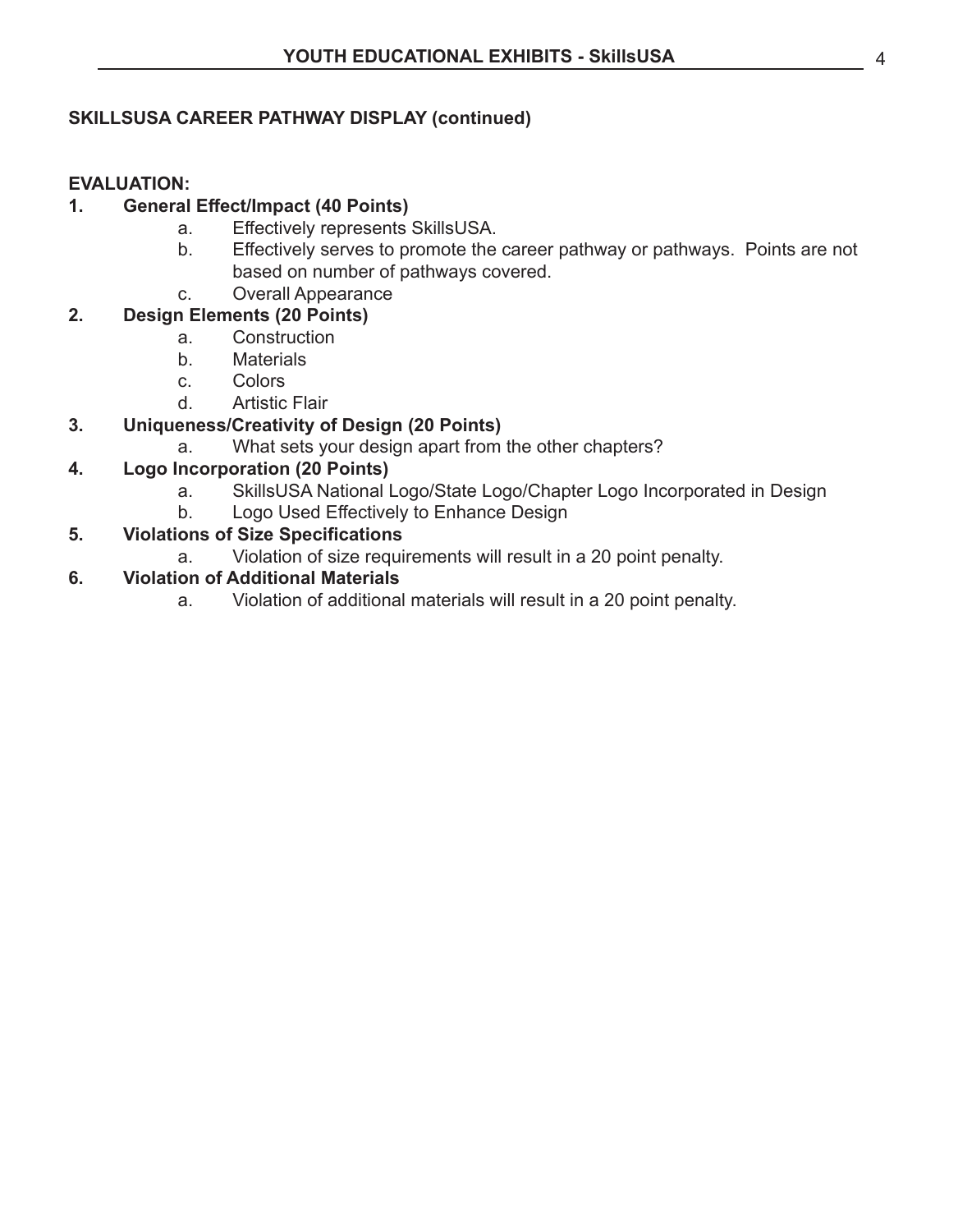## SKILLSUSA CAREER PATHWAY DISPLAY (continued)

### EVALUATION:

1. **General Effect/Impact (40 Points)**
   - a. Effectively represents SkillsUSA.
   - b. Effectively serves to promote the career pathway or pathways. Points are not based on number of pathways covered.
   - c. Overall Appearance
2. **Design Elements (20 Points)**
   - a. Construction
   - b. Materials
   - c. Colors
   - d. Artistic Flair
3. **Uniqueness/Creativity of Design (20 Points)**
   - a. What sets your design apart from the other chapters?
4. **Logo Incorporation (20 Points)**
   - a. SkillsUSA National Logo/State Logo/Chapter Logo Incorporated in Design
   - b. Logo Used Effectively to Enhance Design
5. **Violations of Size Specifications**
   - a. Violation of size requirements will result in a 20 point penalty.
6. **Violation of Additional Materials**
   - a. Violation of additional materials will result in a 20 point penalty.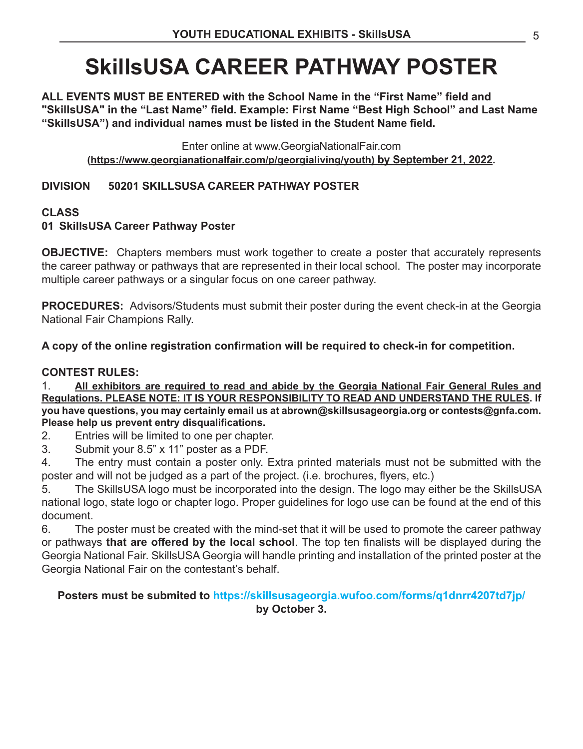# SkillsUSA CAREER PATHWAY POSTER

**ALL EVENTS MUST BE ENTERED with the School Name in the "First Name" field and "SkillsUSA" in the "Last Name" field. Example: First Name "Best High School" and Last Name "SkillsUSA") and individual names must be listed in the Student Name field.**

Enter online at www.GeorgiaNationalFair.com
**(https://www.georgianationalfair.com/p/georgialiving/youth) by September 21, 2022.**

**DIVISION 50201 SKILLSUSA CAREER PATHWAY POSTER**

**CLASS**
**01 SkillsUSA Career Pathway Poster**

**OBJECTIVE:** Chapters members must work together to create a poster that accurately represents the career pathway or pathways that are represented in their local school. The poster may incorporate multiple career pathways or a singular focus on one career pathway.

**PROCEDURES:** Advisors/Students must submit their poster during the event check-in at the Georgia National Fair Champions Rally.

**A copy of the online registration confirmation will be required to check-in for competition.**

**CONTEST RULES:**

1. **All exhibitors are required to read and abide by the Georgia National Fair General Rules and Regulations. PLEASE NOTE: IT IS YOUR RESPONSIBILITY TO READ AND UNDERSTAND THE RULES. If you have questions, you may certainly email us at abrown@skillsusageorgia.org or contests@gnfa.com. Please help us prevent entry disqualifications.**
2. Entries will be limited to one per chapter.
3. Submit your 8.5" x 11" poster as a PDF.
4. The entry must contain a poster only. Extra printed materials must not be submitted with the poster and will not be judged as a part of the project. (i.e. brochures, flyers, etc.)
5. The SkillsUSA logo must be incorporated into the design. The logo may either be the SkillsUSA national logo, state logo or chapter logo. Proper guidelines for logo use can be found at the end of this document.
6. The poster must be created with the mind-set that it will be used to promote the career pathway or pathways **that are offered by the local school**. The top ten finalists will be displayed during the Georgia National Fair. SkillsUSA Georgia will handle printing and installation of the printed poster at the Georgia National Fair on the contestant's behalf.

**Posters must be submited to https://skillsusageorgia.wufoo.com/forms/q1dnrr4207td7jp/ by October 3.**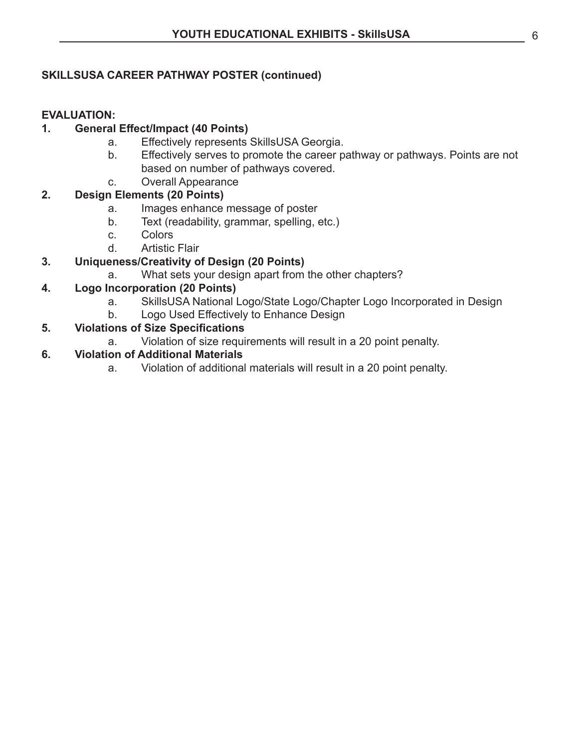**SKILLSUSA CAREER PATHWAY POSTER (continued)**

**EVALUATION:**

1. **General Effect/Impact (40 Points)**
   a. Effectively represents SkillsUSA Georgia.
   b. Effectively serves to promote the career pathway or pathways. Points are not based on number of pathways covered.
   c. Overall Appearance
2. **Design Elements (20 Points)**
   a. Images enhance message of poster
   b. Text (readability, grammar, spelling, etc.)
   c. Colors
   d. Artistic Flair
3. **Uniqueness/Creativity of Design (20 Points)**
   a. What sets your design apart from the other chapters?
4. **Logo Incorporation (20 Points)**
   a. SkillsUSA National Logo/State Logo/Chapter Logo Incorporated in Design
   b. Logo Used Effectively to Enhance Design
5. **Violations of Size Specifications**
   a. Violation of size requirements will result in a 20 point penalty.
6. **Violation of Additional Materials**
   a. Violation of additional materials will result in a 20 point penalty.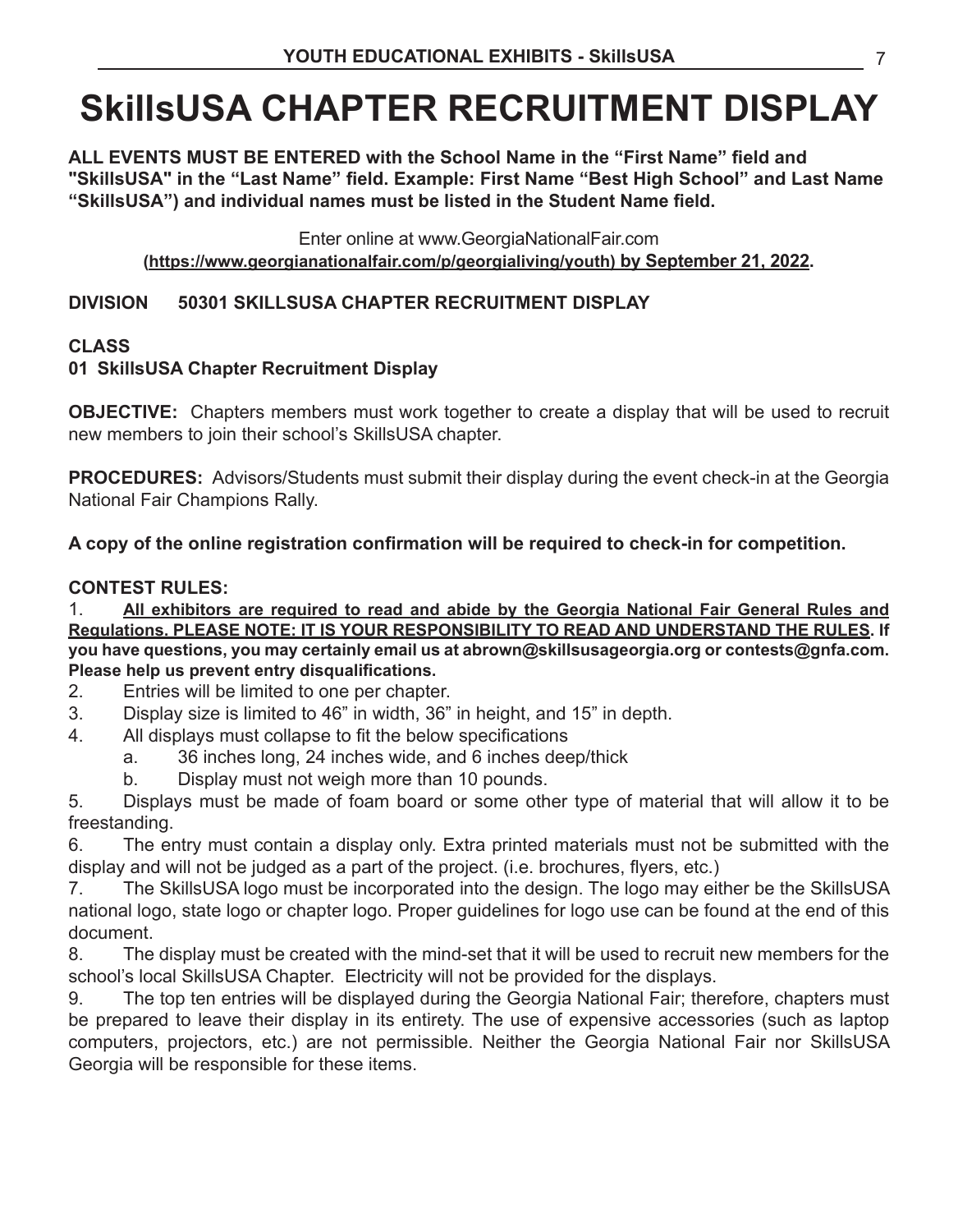# SkillsUSA CHAPTER RECRUITMENT DISPLAY

**ALL EVENTS MUST BE ENTERED with the School Name in the "First Name" field and "SkillsUSA" in the "Last Name" field. Example: First Name "Best High School" and Last Name "SkillsUSA") and individual names must be listed in the Student Name field.**

Enter online at www.GeorgiaNationalFair.com
**(https://www.georgianationalfair.com/p/georgialiving/youth) by September 21, 2022.**

**DIVISION 50301 SKILLSUSA CHAPTER RECRUITMENT DISPLAY**

**CLASS**
**01 SkillsUSA Chapter Recruitment Display**

**OBJECTIVE:** Chapters members must work together to create a display that will be used to recruit new members to join their school's SkillsUSA chapter.

**PROCEDURES:** Advisors/Students must submit their display during the event check-in at the Georgia National Fair Champions Rally.

**A copy of the online registration confirmation will be required to check-in for competition.**

**CONTEST RULES:**

1. **All exhibitors are required to read and abide by the Georgia National Fair General Rules and Regulations. PLEASE NOTE: IT IS YOUR RESPONSIBILITY TO READ AND UNDERSTAND THE RULES. If you have questions, you may certainly email us at abrown@skillsusageorgia.org or contests@gnfa.com. Please help us prevent entry disqualifications.**
2. Entries will be limited to one per chapter.
3. Display size is limited to 46" in width, 36" in height, and 15" in depth.
4. All displays must collapse to fit the below specifications
   a. 36 inches long, 24 inches wide, and 6 inches deep/thick
   b. Display must not weigh more than 10 pounds.
5. Displays must be made of foam board or some other type of material that will allow it to be freestanding.
6. The entry must contain a display only. Extra printed materials must not be submitted with the display and will not be judged as a part of the project. (i.e. brochures, flyers, etc.)
7. The SkillsUSA logo must be incorporated into the design. The logo may either be the SkillsUSA national logo, state logo or chapter logo. Proper guidelines for logo use can be found at the end of this document.
8. The display must be created with the mind-set that it will be used to recruit new members for the school's local SkillsUSA Chapter. Electricity will not be provided for the displays.
9. The top ten entries will be displayed during the Georgia National Fair; therefore, chapters must be prepared to leave their display in its entirety. The use of expensive accessories (such as laptop computers, projectors, etc.) are not permissible. Neither the Georgia National Fair nor SkillsUSA Georgia will be responsible for these items.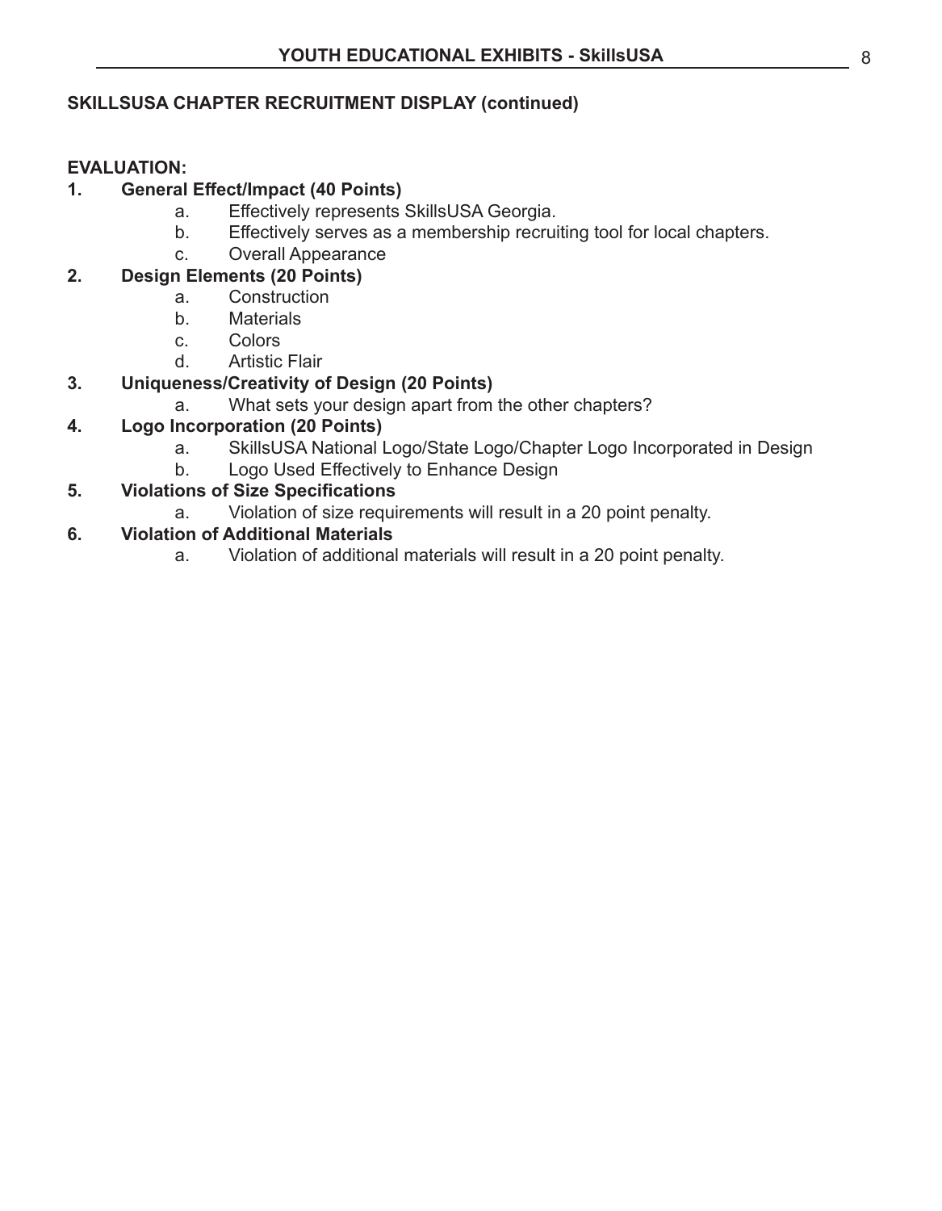## SKILLSUSA CHAPTER RECRUITMENT DISPLAY (continued)

**EVALUATION:**

1. **General Effect/Impact (40 Points)**
   a. Effectively represents SkillsUSA Georgia.
   b. Effectively serves as a membership recruiting tool for local chapters.
   c. Overall Appearance
2. **Design Elements (20 Points)**
   a. Construction
   b. Materials
   c. Colors
   d. Artistic Flair
3. **Uniqueness/Creativity of Design (20 Points)**
   a. What sets your design apart from the other chapters?
4. **Logo Incorporation (20 Points)**
   a. SkillsUSA National Logo/State Logo/Chapter Logo Incorporated in Design
   b. Logo Used Effectively to Enhance Design
5. **Violations of Size Specifications**
   a. Violation of size requirements will result in a 20 point penalty.
6. **Violation of Additional Materials**
   a. Violation of additional materials will result in a 20 point penalty.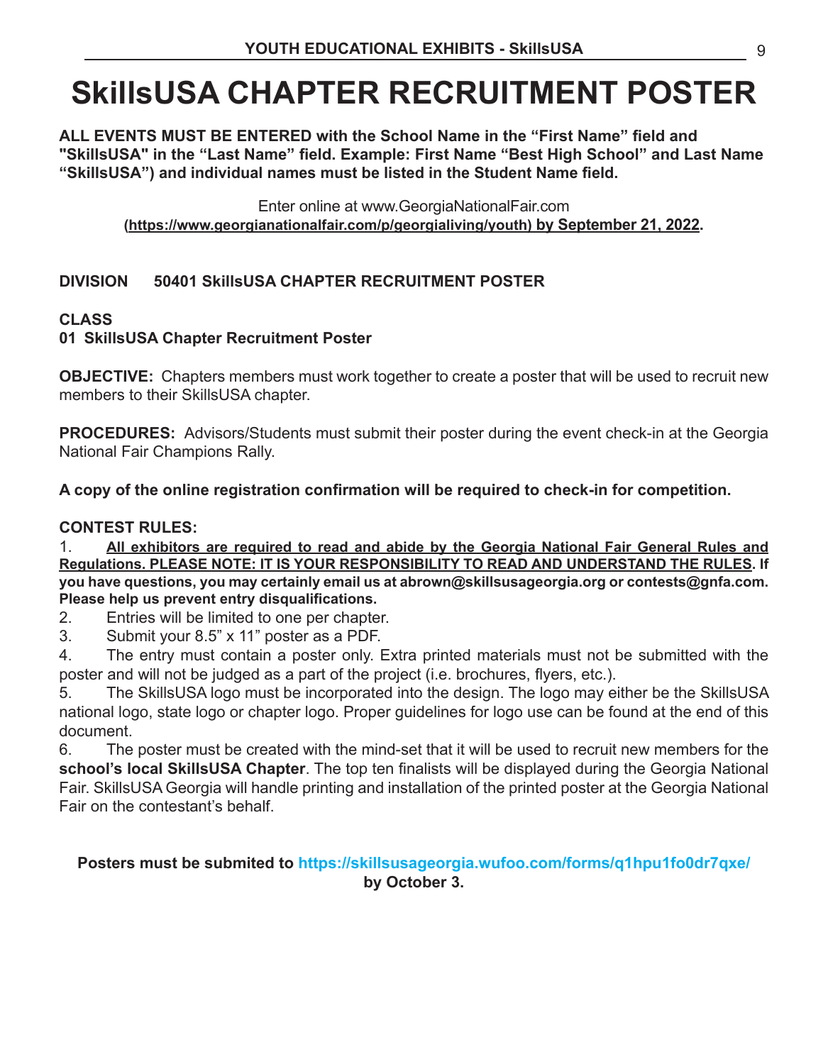# SkillsUSA CHAPTER RECRUITMENT POSTER

**ALL EVENTS MUST BE ENTERED with the School Name in the "First Name" field and "SkillsUSA" in the "Last Name" field. Example: First Name "Best High School" and Last Name "SkillsUSA") and individual names must be listed in the Student Name field.**

Enter online at www.GeorgiaNationalFair.com
**(https://www.georgianationalfair.com/p/georgialiving/youth) by September 21, 2022.**

**DIVISION 50401 SkillsUSA CHAPTER RECRUITMENT POSTER**

**CLASS**
**01 SkillsUSA Chapter Recruitment Poster**

**OBJECTIVE:** Chapters members must work together to create a poster that will be used to recruit new members to their SkillsUSA chapter.

**PROCEDURES:** Advisors/Students must submit their poster during the event check-in at the Georgia National Fair Champions Rally.

**A copy of the online registration confirmation will be required to check-in for competition.**

**CONTEST RULES:**

1. **All exhibitors are required to read and abide by the Georgia National Fair General Rules and Regulations. PLEASE NOTE: IT IS YOUR RESPONSIBILITY TO READ AND UNDERSTAND THE RULES. If you have questions, you may certainly email us at abrown@skillsusageorgia.org or contests@gnfa.com. Please help us prevent entry disqualifications.**
2. Entries will be limited to one per chapter.
3. Submit your 8.5" x 11" poster as a PDF.
4. The entry must contain a poster only. Extra printed materials must not be submitted with the poster and will not be judged as a part of the project (i.e. brochures, flyers, etc.).
5. The SkillsUSA logo must be incorporated into the design. The logo may either be the SkillsUSA national logo, state logo or chapter logo. Proper guidelines for logo use can be found at the end of this document.
6. The poster must be created with the mind-set that it will be used to recruit new members for the **school's local SkillsUSA Chapter**. The top ten finalists will be displayed during the Georgia National Fair. SkillsUSA Georgia will handle printing and installation of the printed poster at the Georgia National Fair on the contestant's behalf.

**Posters must be submited to https://skillsusageorgia.wufoo.com/forms/q1hpu1fo0dr7qxe/ by October 3.**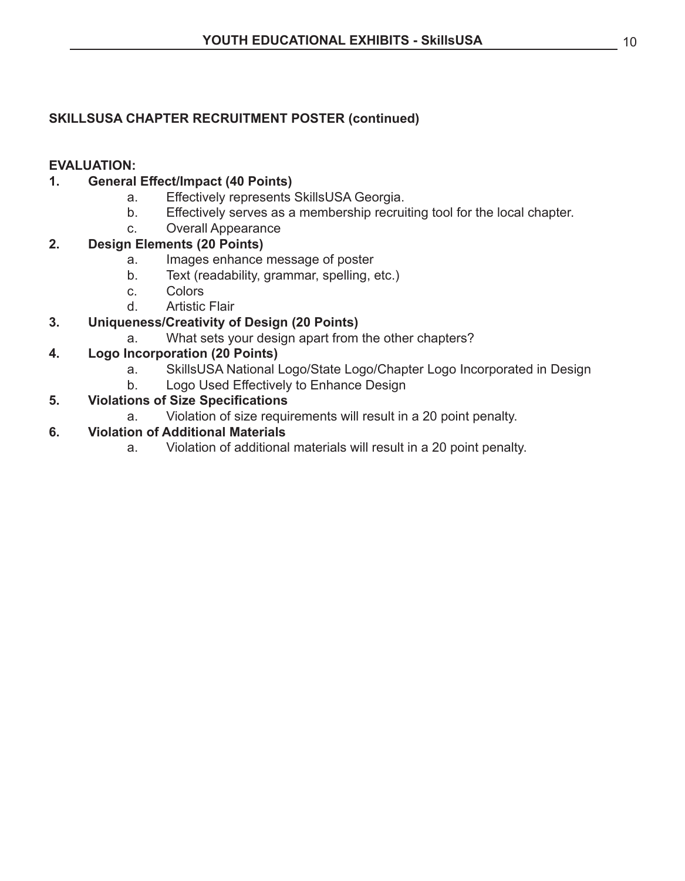**SKILLSUSA CHAPTER RECRUITMENT POSTER (continued)**

**EVALUATION:**

1. **General Effect/Impact (40 Points)**
    a. Effectively represents SkillsUSA Georgia.
    b. Effectively serves as a membership recruiting tool for the local chapter.
    c. Overall Appearance
2. **Design Elements (20 Points)**
    a. Images enhance message of poster
    b. Text (readability, grammar, spelling, etc.)
    c. Colors
    d. Artistic Flair
3. **Uniqueness/Creativity of Design (20 Points)**
    a. What sets your design apart from the other chapters?
4. **Logo Incorporation (20 Points)**
    a. SkillsUSA National Logo/State Logo/Chapter Logo Incorporated in Design
    b. Logo Used Effectively to Enhance Design
5. **Violations of Size Specifications**
    a. Violation of size requirements will result in a 20 point penalty.
6. **Violation of Additional Materials**
    a. Violation of additional materials will result in a 20 point penalty.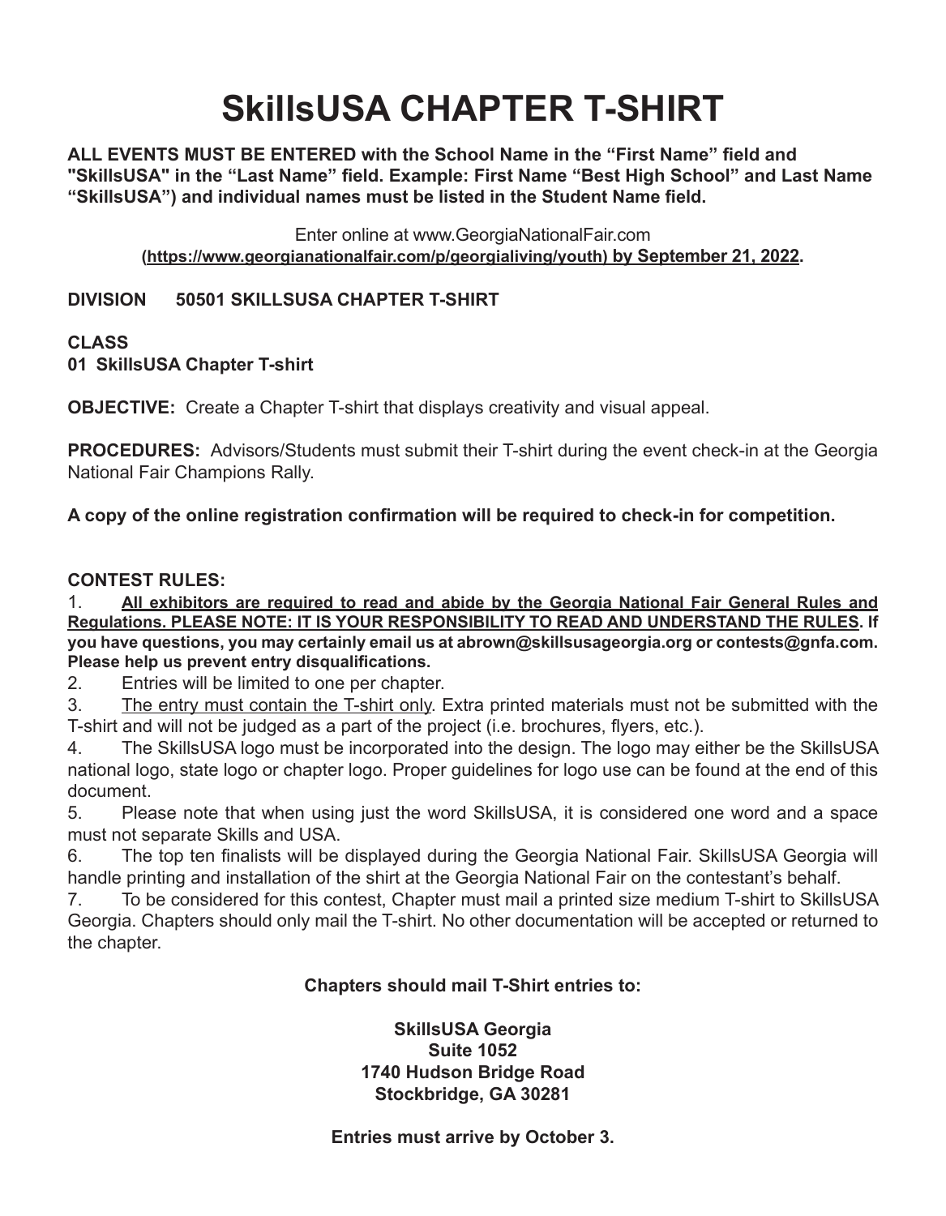# SkillsUSA CHAPTER T-SHIRT

**ALL EVENTS MUST BE ENTERED with the School Name in the "First Name" field and "SkillsUSA" in the "Last Name" field. Example: First Name "Best High School" and Last Name "SkillsUSA") and individual names must be listed in the Student Name field.**

Enter online at www.GeorgiaNationalFair.com
**(https://www.georgianationalfair.com/p/georgialiving/youth) by September 21, 2022.**

**DIVISION 50501 SKILLSUSA CHAPTER T-SHIRT**

**CLASS**
**01 SkillsUSA Chapter T-shirt**

**OBJECTIVE:** Create a Chapter T-shirt that displays creativity and visual appeal.

**PROCEDURES:** Advisors/Students must submit their T-shirt during the event check-in at the Georgia National Fair Champions Rally.

**A copy of the online registration confirmation will be required to check-in for competition.**

**CONTEST RULES:**

1. **All exhibitors are required to read and abide by the Georgia National Fair General Rules and Regulations. PLEASE NOTE: IT IS YOUR RESPONSIBILITY TO READ AND UNDERSTAND THE RULES. If you have questions, you may certainly email us at abrown@skillsusageorgia.org or contests@gnfa.com. Please help us prevent entry disqualifications.**
2. Entries will be limited to one per chapter.
3. The entry must contain the T-shirt only. Extra printed materials must not be submitted with the T-shirt and will not be judged as a part of the project (i.e. brochures, flyers, etc.).
4. The SkillsUSA logo must be incorporated into the design. The logo may either be the SkillsUSA national logo, state logo or chapter logo. Proper guidelines for logo use can be found at the end of this document.
5. Please note that when using just the word SkillsUSA, it is considered one word and a space must not separate Skills and USA.
6. The top ten finalists will be displayed during the Georgia National Fair. SkillsUSA Georgia will handle printing and installation of the shirt at the Georgia National Fair on the contestant's behalf.
7. To be considered for this contest, Chapter must mail a printed size medium T-shirt to SkillsUSA Georgia. Chapters should only mail the T-shirt. No other documentation will be accepted or returned to the chapter.

**Chapters should mail T-Shirt entries to:**

**SkillsUSA Georgia**
**Suite 1052**
**1740 Hudson Bridge Road**
**Stockbridge, GA 30281**

**Entries must arrive by October 3.**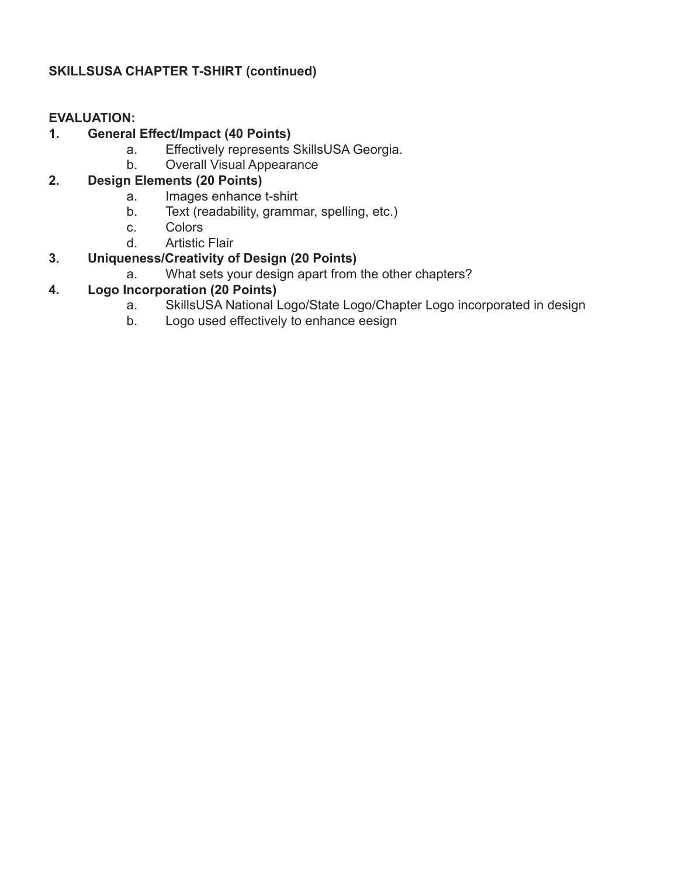**SKILLSUSA CHAPTER T-SHIRT (continued)**

**EVALUATION:**

1. **General Effect/Impact (40 Points)**
   a. Effectively represents SkillsUSA Georgia.
   b. Overall Visual Appearance
2. **Design Elements (20 Points)**
   a. Images enhance t-shirt
   b. Text (readability, grammar, spelling, etc.)
   c. Colors
   d. Artistic Flair
3. **Uniqueness/Creativity of Design (20 Points)**
   a. What sets your design apart from the other chapters?
4. **Logo Incorporation (20 Points)**
   a. SkillsUSA National Logo/State Logo/Chapter Logo incorporated in design
   b. Logo used effectively to enhance eesign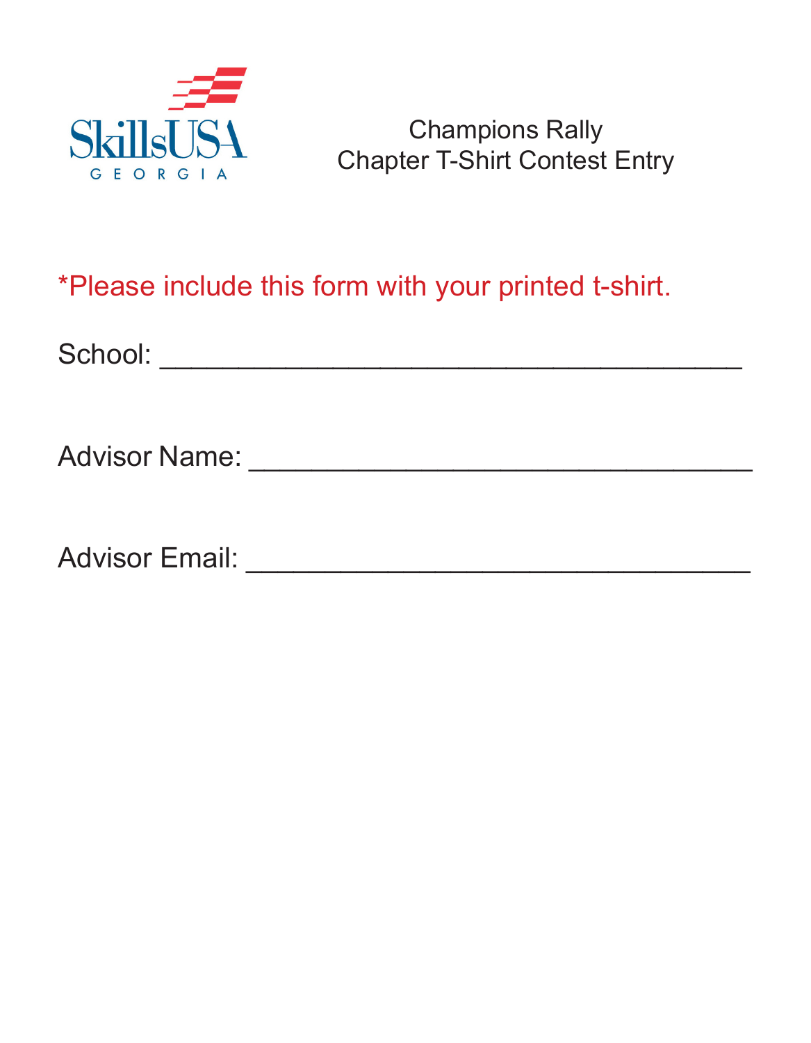SkillsUSA GEORGIA

Champions Rally
Chapter T-Shirt Contest Entry

*Please include this form with your printed t-shirt.

School: ___________________________________

Advisor Name: ______________________________

Advisor Email: ______________________________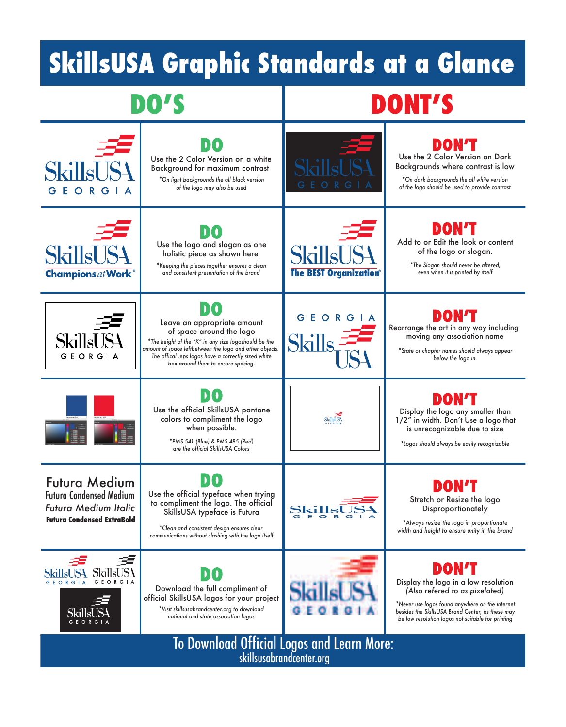# SkillsUSA Graphic Standards at a Glance

| DO'S | | DONT'S | |
|---|---|---|---|
| SkillsUSA GEORGIA | **DO** Use the 2 Color Version on a white Background for maximum contrast *\*On light backgrounds the all black version of the logo may also be used* | SkillsUSA GEORGIA | **DON'T** Use the 2 Color Version on Dark Backgrounds where contrast is low *\*On dark backgrounds the all white version of the logo should be used to provide contrast* |
| SkillsUSA Champions at Work® | **DO** Use the logo and slogan as one holistic piece as shown here *\*Keeping the pieces together ensures a clean and consistent presentation of the brand* | SkillsUSA The BEST Organization® | **DON'T** Add to or Edit the look or content of the logo or slogan. *\*The Slogan should never be altered, even when it is printed by itself* |
| SkillsUSA GEORGIA | **DO** Leave an appropriate amount of space around the logo *\*The height of the "K" in any size logoshould be the amount of space leftbetween the logo and other objects. The offical .eps logos have a correctly sized white box around them to ensure spacing.* | GEORGIA Skills USA | **DON'T** Rearrange the art in any way including moving any association name *\*State or chapter names should always appear below the logo in* |
| Pantone 541 | Pantone 485 | **DO** Use the official SkillsUSA pantone colors to compliment the logo when possible. *\*PMS 541 (Blue) & PMS 485 (Red) are the official SkillsUSA Colors* | SkillsUSA GEORGIA | **DON'T** Display the logo any smaller than 1/2" in width. Don't Use a logo that is unrecognizable due to size *\*Logos should always be easily recognizable* |
| Futura Medium, Futura Condensed Medium, *Futura Medium Italic*, **Futura Condensed ExtraBold** | **DO** Use the official typeface when trying to compliment the logo. The official SkillsUSA typeface is Futura *\*Clean and consistent design ensures clear communications without clashing with the logo itself* | SkillsUSA GEORGIA | **DON'T** Stretch or Resize the logo Disproportionately *\*Always resize the logo in proportionate width and height to ensure unity in the brand* |
| SkillsUSA GEORGIA, SkillsUSA GEORGIA, SkillsUSA GEORGIA | **DO** Download the full compliment of official SkillsUSA logos for your project *\*Visit skillsusabrandcenter.org to download national and state association logos* | SkillsUSA GEORGIA | **DON'T** Display the logo in a low resolution (Also refered to as pixelated) *\*Never use logos found anywhere on the internet besides the SkillsUSA Brand Center, as these may be low resolution logos not suitable for printing* |

## To Download Official Logos and Learn More:

skillsusabrandcenter.org